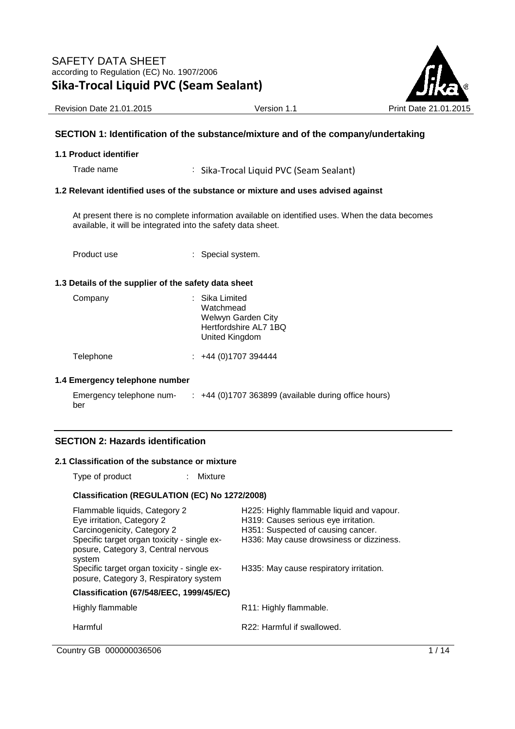# SAFETY DATA SHEET

according to Regulation (EC) No. 1907/2006

# Sika-Trocal Liquid PVC (Seam Sealant)

Revision Date 21.01.2015 Version 1.1 Print Date 21.01.2015

## SECTION 1: Identification of the substance/mixture and of the company/undertaking

### 1.1 Product identifier

Trade name : Sika-Trocal Liquid PVC (Seam Sealant)

### 1.2 Relevant identified uses of the substance or mixture and uses advised against

At present there is no complete information available on identified uses. When the data becomes available, it will be integrated into the safety data sheet.

Product use : Special system.

### 1.3 Details of the supplier of the safety data sheet

Company : Sika Limited
Watchmead
Welwyn Garden City
Hertfordshire AL7 1BQ
United Kingdom

Telephone : +44 (0)1707 394444

### 1.4 Emergency telephone number

Emergency telephone number : +44 (0)1707 363899 (available during office hours)

## SECTION 2: Hazards identification

### 2.1 Classification of the substance or mixture

Type of product : Mixture

**Classification (REGULATION (EC) No 1272/2008)**

| | |
|---|---|
| Flammable liquids, Category 2 | H225: Highly flammable liquid and vapour. |
| Eye irritation, Category 2 | H319: Causes serious eye irritation. |
| Carcinogenicity, Category 2 | H351: Suspected of causing cancer. |
| Specific target organ toxicity - single exposure, Category 3, Central nervous system | H336: May cause drowsiness or dizziness. |
| Specific target organ toxicity - single exposure, Category 3, Respiratory system | H335: May cause respiratory irritation. |

**Classification (67/548/EEC, 1999/45/EC)**

| | |
|---|---|
| Highly flammable | R11: Highly flammable. |
| Harmful | R22: Harmful if swallowed. |

Country GB 000000036506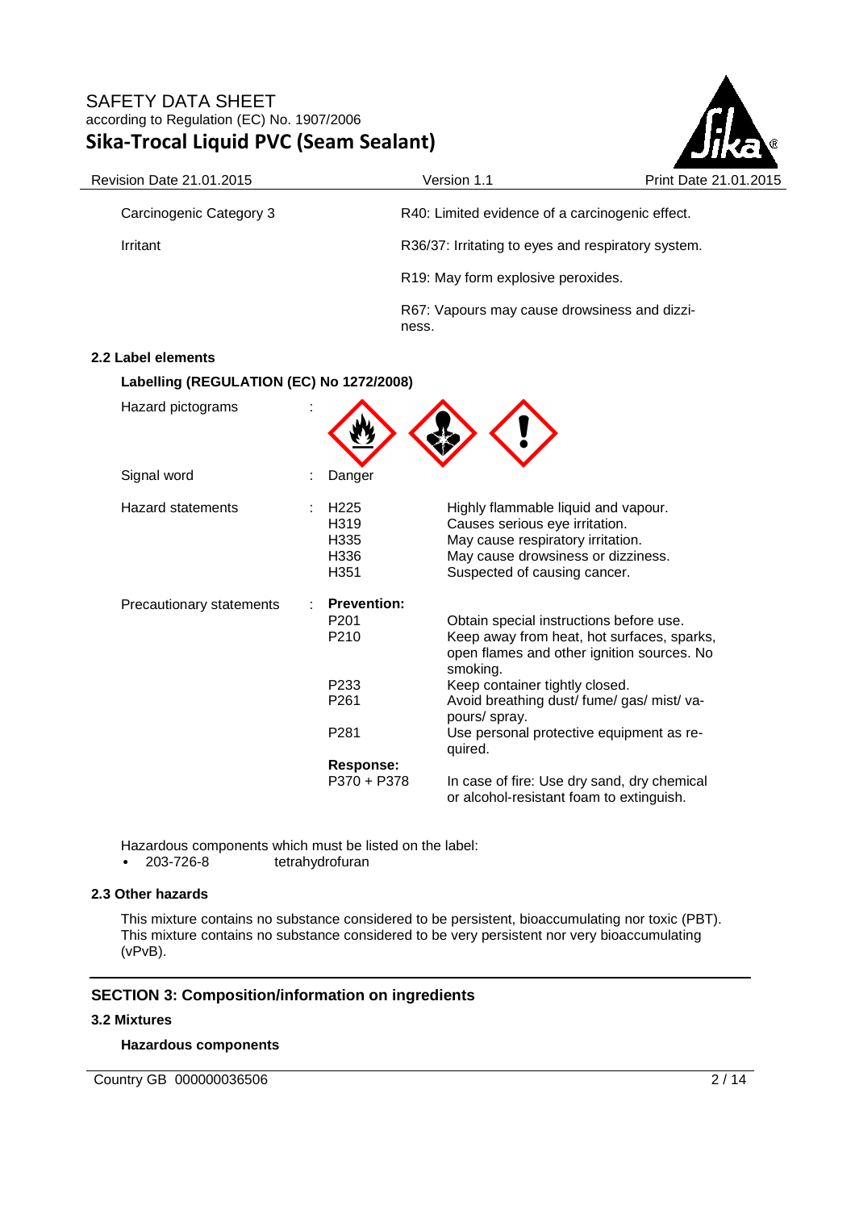| | |
|---|---|
| Carcinogenic Category 3 | R40: Limited evidence of a carcinogenic effect. |
| Irritant | R36/37: Irritating to eyes and respiratory system. |
| | R19: May form explosive peroxides. |
| | R67: Vapours may cause drowsiness and dizziness. |

### 2.2 Label elements

**Labelling (REGULATION (EC) No 1272/2008)**

| | | |
|---|---|---|
| Hazard pictograms | : | |
| Signal word | : Danger | |
| Hazard statements | : H225 | Highly flammable liquid and vapour. |
| | H319 | Causes serious eye irritation. |
| | H335 | May cause respiratory irritation. |
| | H336 | May cause drowsiness or dizziness. |
| | H351 | Suspected of causing cancer. |
| Precautionary statements | : **Prevention:** | |
| | P201 | Obtain special instructions before use. |
| | P210 | Keep away from heat, hot surfaces, sparks, open flames and other ignition sources. No smoking. |
| | P233 | Keep container tightly closed. |
| | P261 | Avoid breathing dust/ fume/ gas/ mist/ vapours/ spray. |
| | P281 | Use personal protective equipment as required. |
| | **Response:** | |
| | P370 + P378 | In case of fire: Use dry sand, dry chemical or alcohol-resistant foam to extinguish. |

Hazardous components which must be listed on the label:

- 203-726-8 tetrahydrofuran

### 2.3 Other hazards

This mixture contains no substance considered to be persistent, bioaccumulating nor toxic (PBT). This mixture contains no substance considered to be very persistent nor very bioaccumulating (vPvB).

## SECTION 3: Composition/information on ingredients

### 3.2 Mixtures

**Hazardous components**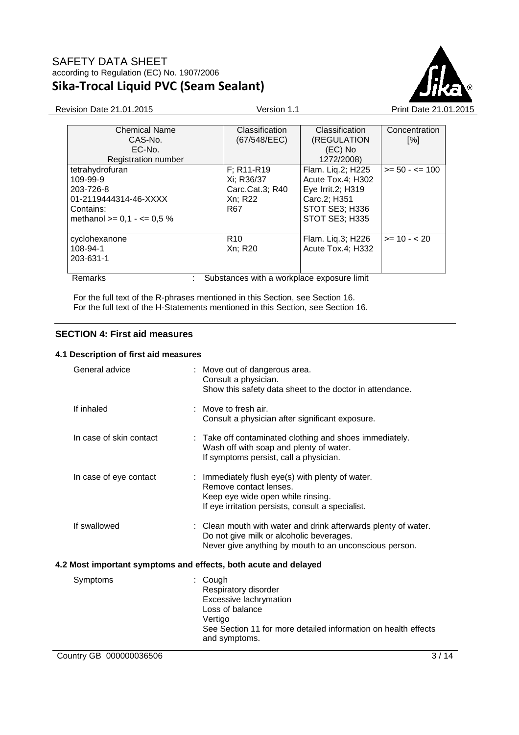| Chemical Name<br>CAS-No.<br>EC-No.<br>Registration number | Classification<br>(67/548/EEC) | Classification<br>(REGULATION (EC) No 1272/2008) | Concentration<br>[%] |
|---|---|---|---|
| tetrahydrofuran<br>109-99-9<br>203-726-8<br>01-2119444314-46-XXXX<br>Contains:<br>methanol >= 0,1 - <= 0,5 % | F; R11-R19<br>Xi; R36/37<br>Carc.Cat.3; R40<br>Xn; R22<br>R67 | Flam. Liq.2; H225<br>Acute Tox.4; H302<br>Eye Irrit.2; H319<br>Carc.2; H351<br>STOT SE3; H336<br>STOT SE3; H335 | >= 50 - <= 100 |
| cyclohexanone<br>108-94-1<br>203-631-1 | R10<br>Xn; R20 | Flam. Liq.3; H226<br>Acute Tox.4; H332 | >= 10 - < 20 |

Remarks : Substances with a workplace exposure limit

For the full text of the R-phrases mentioned in this Section, see Section 16.
For the full text of the H-Statements mentioned in this Section, see Section 16.

## SECTION 4: First aid measures

### 4.1 Description of first aid measures

General advice : Move out of dangerous area.
Consult a physician.
Show this safety data sheet to the doctor in attendance.

If inhaled : Move to fresh air.
Consult a physician after significant exposure.

In case of skin contact : Take off contaminated clothing and shoes immediately.
Wash off with soap and plenty of water.
If symptoms persist, call a physician.

In case of eye contact : Immediately flush eye(s) with plenty of water.
Remove contact lenses.
Keep eye wide open while rinsing.
If eye irritation persists, consult a specialist.

If swallowed : Clean mouth with water and drink afterwards plenty of water.
Do not give milk or alcoholic beverages.
Never give anything by mouth to an unconscious person.

### 4.2 Most important symptoms and effects, both acute and delayed

Symptoms : Cough
Respiratory disorder
Excessive lachrymation
Loss of balance
Vertigo
See Section 11 for more detailed information on health effects and symptoms.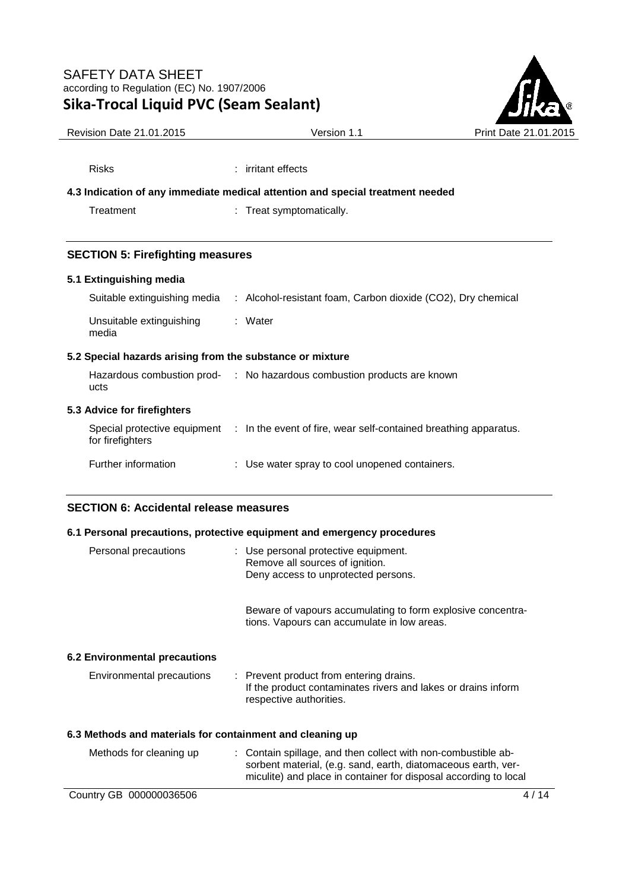Risks : irritant effects

### 4.3 Indication of any immediate medical attention and special treatment needed

Treatment : Treat symptomatically.

## SECTION 5: Firefighting measures

### 5.1 Extinguishing media

Suitable extinguishing media : Alcohol-resistant foam, Carbon dioxide ($CO_2$), Dry chemical

Unsuitable extinguishing media : Water

### 5.2 Special hazards arising from the substance or mixture

Hazardous combustion products : No hazardous combustion products are known

### 5.3 Advice for firefighters

Special protective equipment for firefighters : In the event of fire, wear self-contained breathing apparatus.

Further information : Use water spray to cool unopened containers.

## SECTION 6: Accidental release measures

### 6.1 Personal precautions, protective equipment and emergency procedures

Personal precautions : Use personal protective equipment.
Remove all sources of ignition.
Deny access to unprotected persons.

Beware of vapours accumulating to form explosive concentrations. Vapours can accumulate in low areas.

### 6.2 Environmental precautions

Environmental precautions : Prevent product from entering drains.
If the product contaminates rivers and lakes or drains inform respective authorities.

### 6.3 Methods and materials for containment and cleaning up

Methods for cleaning up : Contain spillage, and then collect with non-combustible absorbent material, (e.g. sand, earth, diatomaceous earth, vermiculite) and place in container for disposal according to local

Country GB 000000036506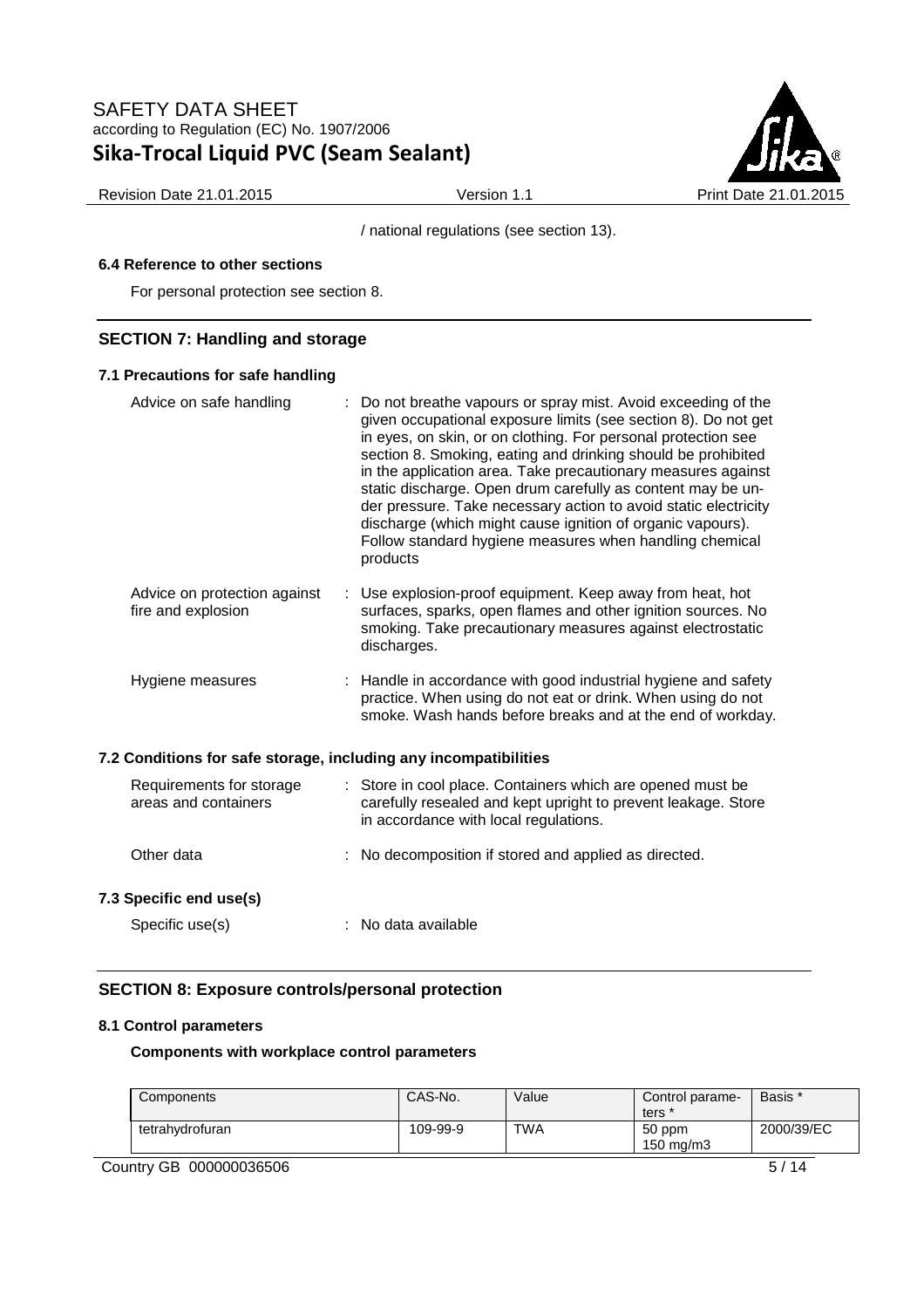/ national regulations (see section 13).

### 6.4 Reference to other sections

For personal protection see section 8.

## SECTION 7: Handling and storage

### 7.1 Precautions for safe handling

Advice on safe handling : Do not breathe vapours or spray mist. Avoid exceeding of the given occupational exposure limits (see section 8). Do not get in eyes, on skin, or on clothing. For personal protection see section 8. Smoking, eating and drinking should be prohibited in the application area. Take precautionary measures against static discharge. Open drum carefully as content may be under pressure. Take necessary action to avoid static electricity discharge (which might cause ignition of organic vapours). Follow standard hygiene measures when handling chemical products

Advice on protection against fire and explosion : Use explosion-proof equipment. Keep away from heat, hot surfaces, sparks, open flames and other ignition sources. No smoking. Take precautionary measures against electrostatic discharges.

Hygiene measures : Handle in accordance with good industrial hygiene and safety practice. When using do not eat or drink. When using do not smoke. Wash hands before breaks and at the end of workday.

### 7.2 Conditions for safe storage, including any incompatibilities

Requirements for storage areas and containers : Store in cool place. Containers which are opened must be carefully resealed and kept upright to prevent leakage. Store in accordance with local regulations.

Other data : No decomposition if stored and applied as directed.

### 7.3 Specific end use(s)

Specific use(s) : No data available

## SECTION 8: Exposure controls/personal protection

### 8.1 Control parameters

**Components with workplace control parameters**

| Components | CAS-No. | Value | Control parameters * | Basis * |
|---|---|---|---|---|
| tetrahydrofuran | 109-99-9 | TWA | 50 ppm 150 mg/m3 | 2000/39/EC |

Country GB 000000036506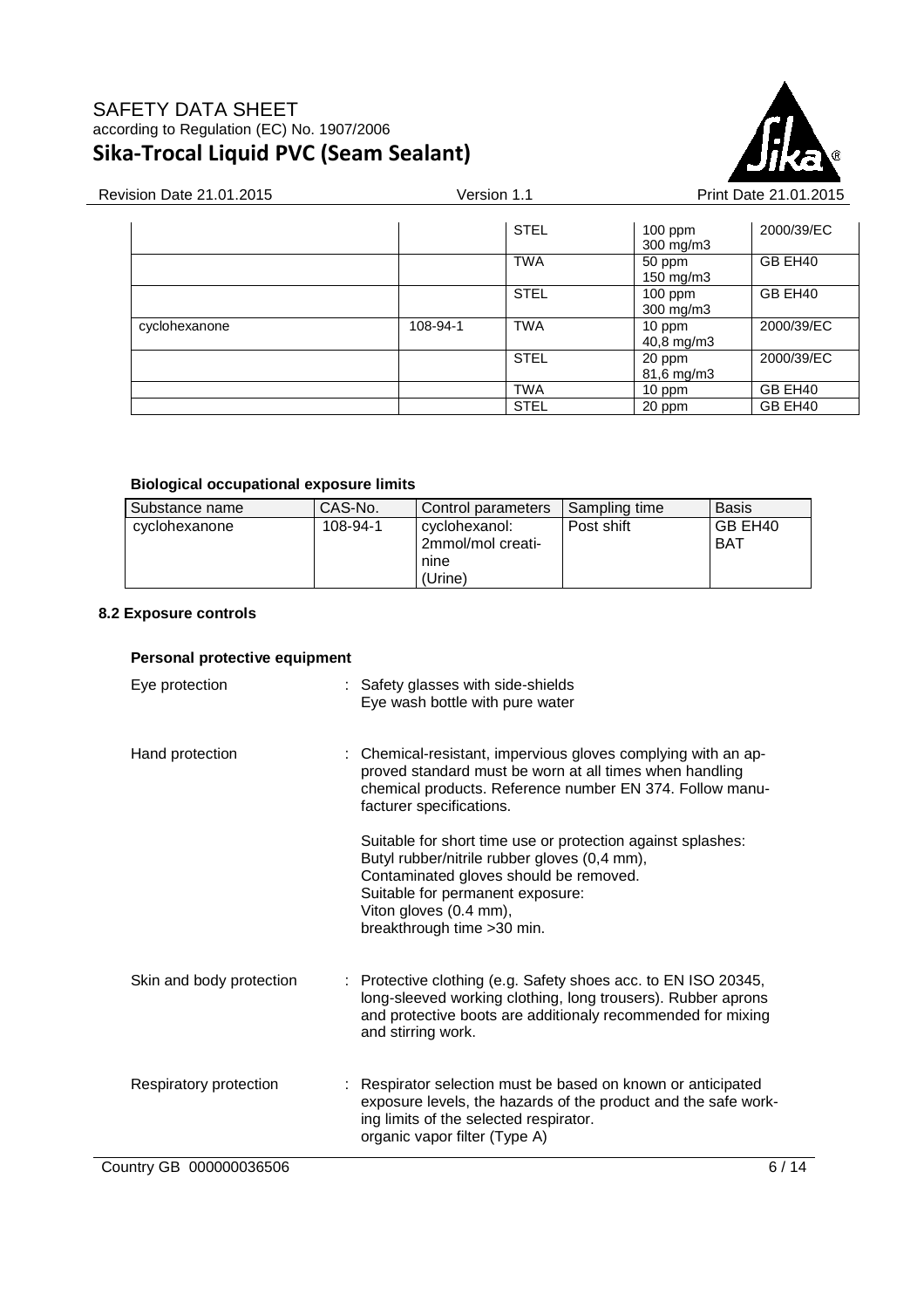| | | | | |
|---|---|---|---|---|
| | | STEL | 100 ppm<br>300 mg/m3 | 2000/39/EC |
| | | TWA | 50 ppm<br>150 mg/m3 | GB EH40 |
| | | STEL | 100 ppm<br>300 mg/m3 | GB EH40 |
| cyclohexanone | 108-94-1 | TWA | 10 ppm<br>40,8 mg/m3 | 2000/39/EC |
| | | STEL | 20 ppm<br>81,6 mg/m3 | 2000/39/EC |
| | | TWA | 10 ppm | GB EH40 |
| | | STEL | 20 ppm | GB EH40 |

**Biological occupational exposure limits**

| Substance name | CAS-No. | Control parameters | Sampling time | Basis |
|---|---|---|---|---|
| cyclohexanone | 108-94-1 | cyclohexanol: 2mmol/mol creatinine (Urine) | Post shift | GB EH40 BAT |

### 8.2 Exposure controls

**Personal protective equipment**

Eye protection : Safety glasses with side-shields
Eye wash bottle with pure water

Hand protection : Chemical-resistant, impervious gloves complying with an approved standard must be worn at all times when handling chemical products. Reference number EN 374. Follow manufacturer specifications.

Suitable for short time use or protection against splashes:
Butyl rubber/nitrile rubber gloves (0,4 mm),
Contaminated gloves should be removed.
Suitable for permanent exposure:
Viton gloves (0.4 mm),
breakthrough time >30 min.

Skin and body protection : Protective clothing (e.g. Safety shoes acc. to EN ISO 20345, long-sleeved working clothing, long trousers). Rubber aprons and protective boots are additionaly recommended for mixing and stirring work.

Respiratory protection : Respirator selection must be based on known or anticipated exposure levels, the hazards of the product and the safe working limits of the selected respirator.
organic vapor filter (Type A)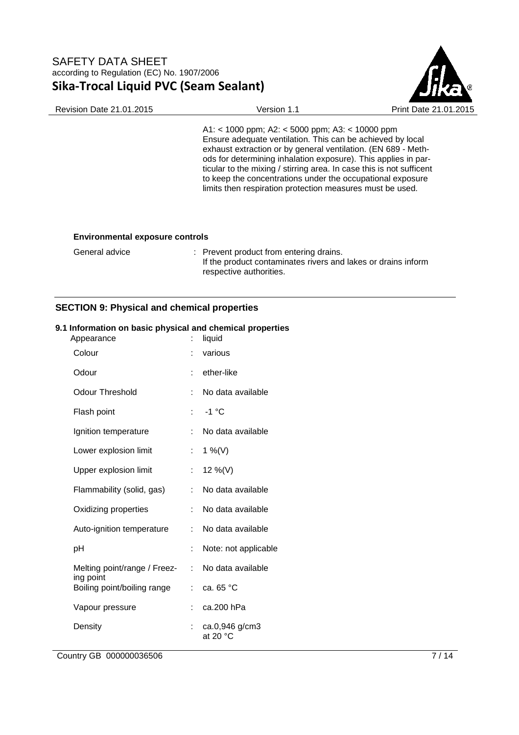A1: < 1000 ppm; A2: < 5000 ppm; A3: < 10000 ppm
Ensure adequate ventilation. This can be achieved by local exhaust extraction or by general ventilation. (EN 689 - Methods for determining inhalation exposure). This applies in particular to the mixing / stirring area. In case this is not sufficent to keep the concentrations under the occupational exposure limits then respiration protection measures must be used.

**Environmental exposure controls**

| | |
|---|---|
| General advice | : Prevent product from entering drains. If the product contaminates rivers and lakes or drains inform respective authorities. |

## SECTION 9: Physical and chemical properties

### 9.1 Information on basic physical and chemical properties

| | |
|---|---|
| Appearance | : liquid |
| Colour | : various |
| Odour | : ether-like |
| Odour Threshold | : No data available |
| Flash point | : -1 °C |
| Ignition temperature | : No data available |
| Lower explosion limit | : 1 %(V) |
| Upper explosion limit | : 12 %(V) |
| Flammability (solid, gas) | : No data available |
| Oxidizing properties | : No data available |
| Auto-ignition temperature | : No data available |
| pH | : Note: not applicable |
| Melting point/range / Freezing point | : No data available |
| Boiling point/boiling range | : ca. 65 °C |
| Vapour pressure | : ca.200 hPa |
| Density | : ca.0,946 g/cm3 at 20 °C |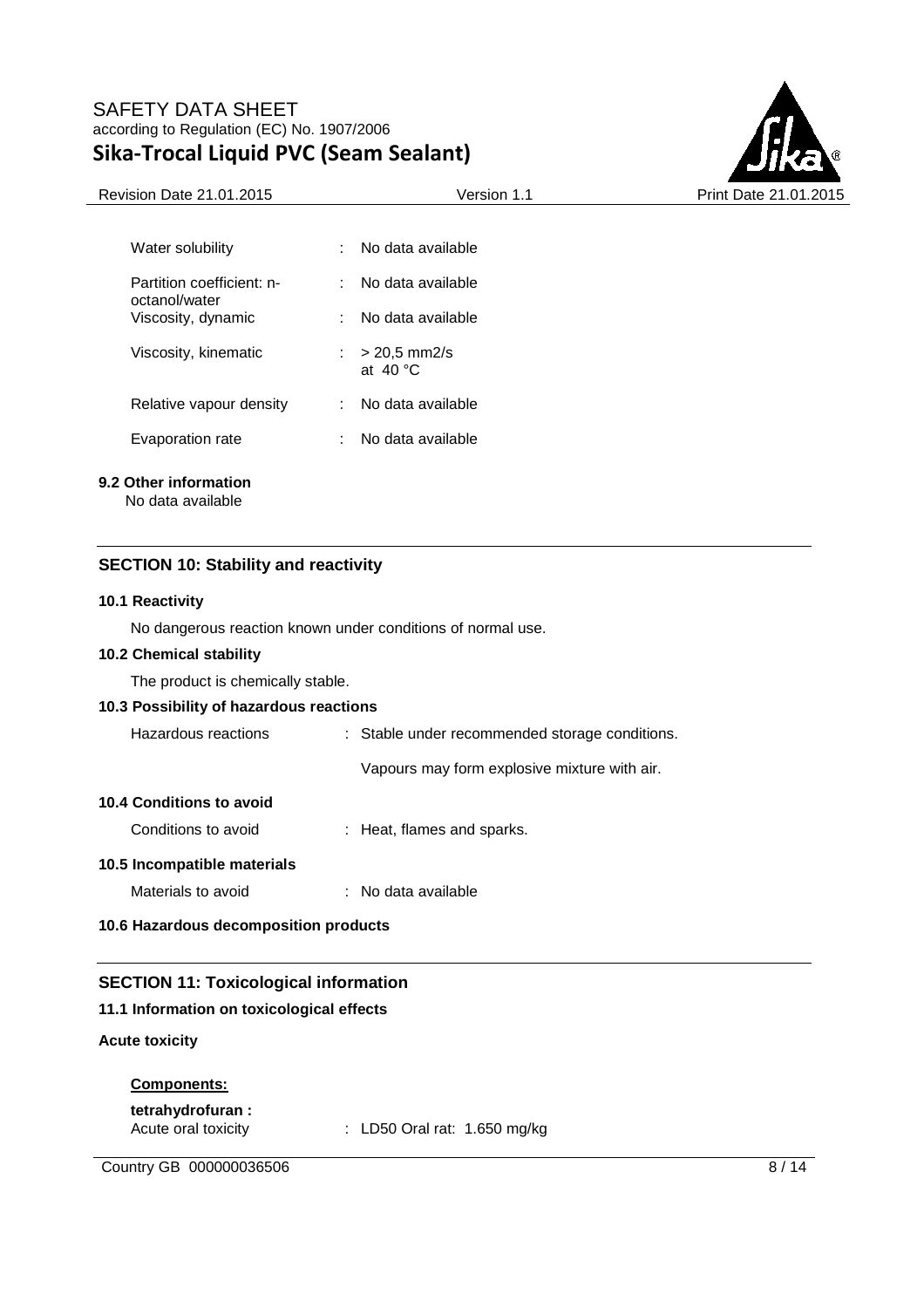| | | |
|---|---|---|
| Water solubility | : | No data available |
| Partition coefficient: n-octanol/water | : | No data available |
| Viscosity, dynamic | : | No data available |
| Viscosity, kinematic | : | > 20,5 mm2/s at 40 °C |
| Relative vapour density | : | No data available |
| Evaporation rate | : | No data available |

**9.2 Other information**

No data available

## SECTION 10: Stability and reactivity

**10.1 Reactivity**

No dangerous reaction known under conditions of normal use.

**10.2 Chemical stability**

The product is chemically stable.

**10.3 Possibility of hazardous reactions**

Hazardous reactions : Stable under recommended storage conditions.

Vapours may form explosive mixture with air.

**10.4 Conditions to avoid**

Conditions to avoid : Heat, flames and sparks.

**10.5 Incompatible materials**

Materials to avoid : No data available

**10.6 Hazardous decomposition products**

## SECTION 11: Toxicological information

**11.1 Information on toxicological effects**

**Acute toxicity**

**Components:**

**tetrahydrofuran :**

Acute oral toxicity : LD50 Oral rat: 1.650 mg/kg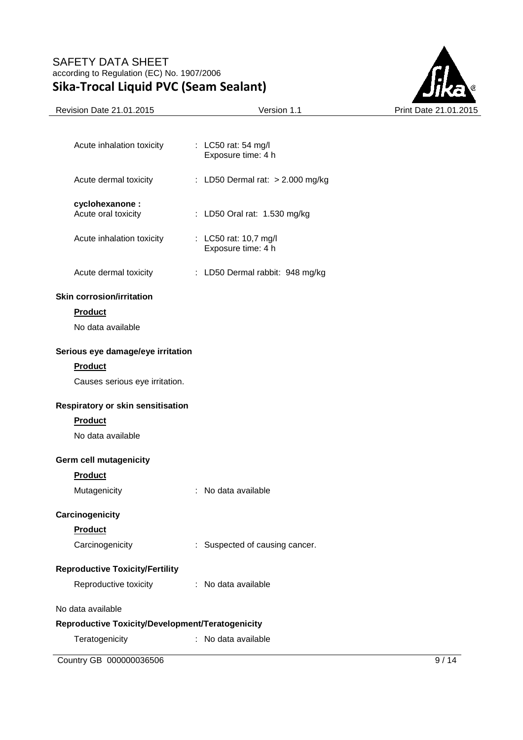Acute inhalation toxicity : LC50 rat: 54 mg/l
Exposure time: 4 h

Acute dermal toxicity : LD50 Dermal rat: > 2.000 mg/kg

**cyclohexanone :**
Acute oral toxicity : LD50 Oral rat: 1.530 mg/kg

Acute inhalation toxicity : LC50 rat: 10,7 mg/l
Exposure time: 4 h

Acute dermal toxicity : LD50 Dermal rabbit: 948 mg/kg

**Skin corrosion/irritation**

**Product**

No data available

**Serious eye damage/eye irritation**

**Product**

Causes serious eye irritation.

**Respiratory or skin sensitisation**

**Product**

No data available

**Germ cell mutagenicity**

**Product**

Mutagenicity : No data available

**Carcinogenicity**

**Product**

Carcinogenicity : Suspected of causing cancer.

**Reproductive Toxicity/Fertility**

Reproductive toxicity : No data available

No data available

**Reproductive Toxicity/Development/Teratogenicity**

Teratogenicity : No data available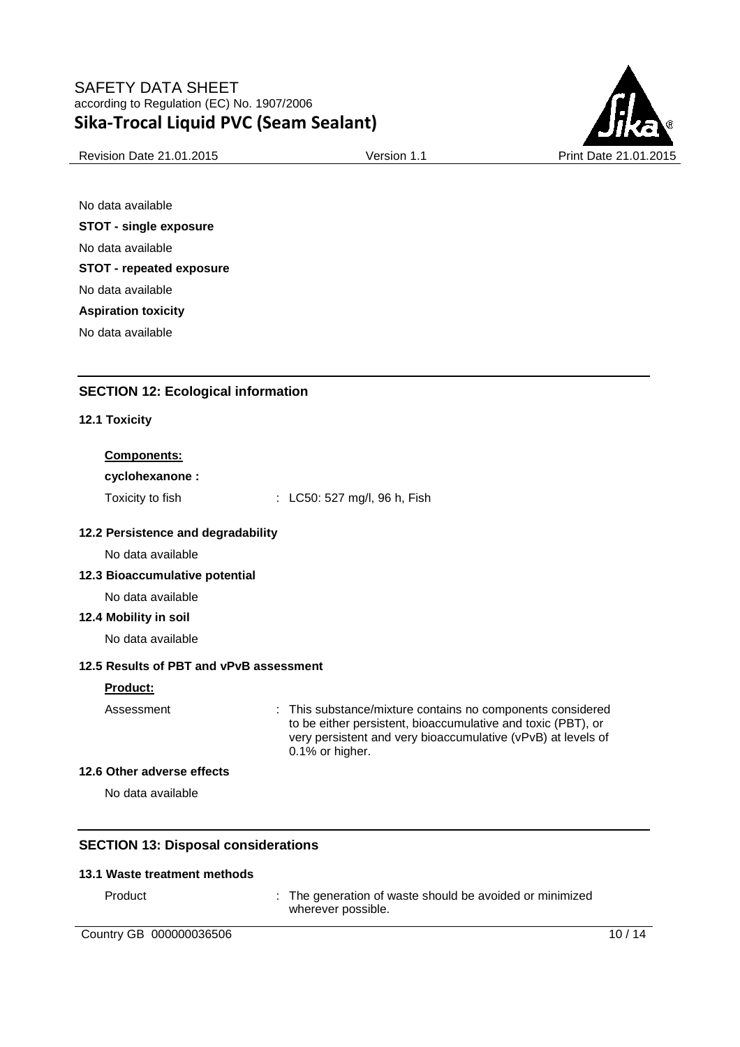No data available

**STOT - single exposure**

No data available

**STOT - repeated exposure**

No data available

**Aspiration toxicity**

No data available

## SECTION 12: Ecological information

### 12.1 Toxicity

**Components:**

**cyclohexanone :**

Toxicity to fish : LC50: 527 mg/l, 96 h, Fish

### 12.2 Persistence and degradability

No data available

### 12.3 Bioaccumulative potential

No data available

### 12.4 Mobility in soil

No data available

### 12.5 Results of PBT and vPvB assessment

**Product:**

Assessment : This substance/mixture contains no components considered to be either persistent, bioaccumulative and toxic (PBT), or very persistent and very bioaccumulative (vPvB) at levels of 0.1% or higher.

### 12.6 Other adverse effects

No data available

## SECTION 13: Disposal considerations

### 13.1 Waste treatment methods

Product : The generation of waste should be avoided or minimized wherever possible.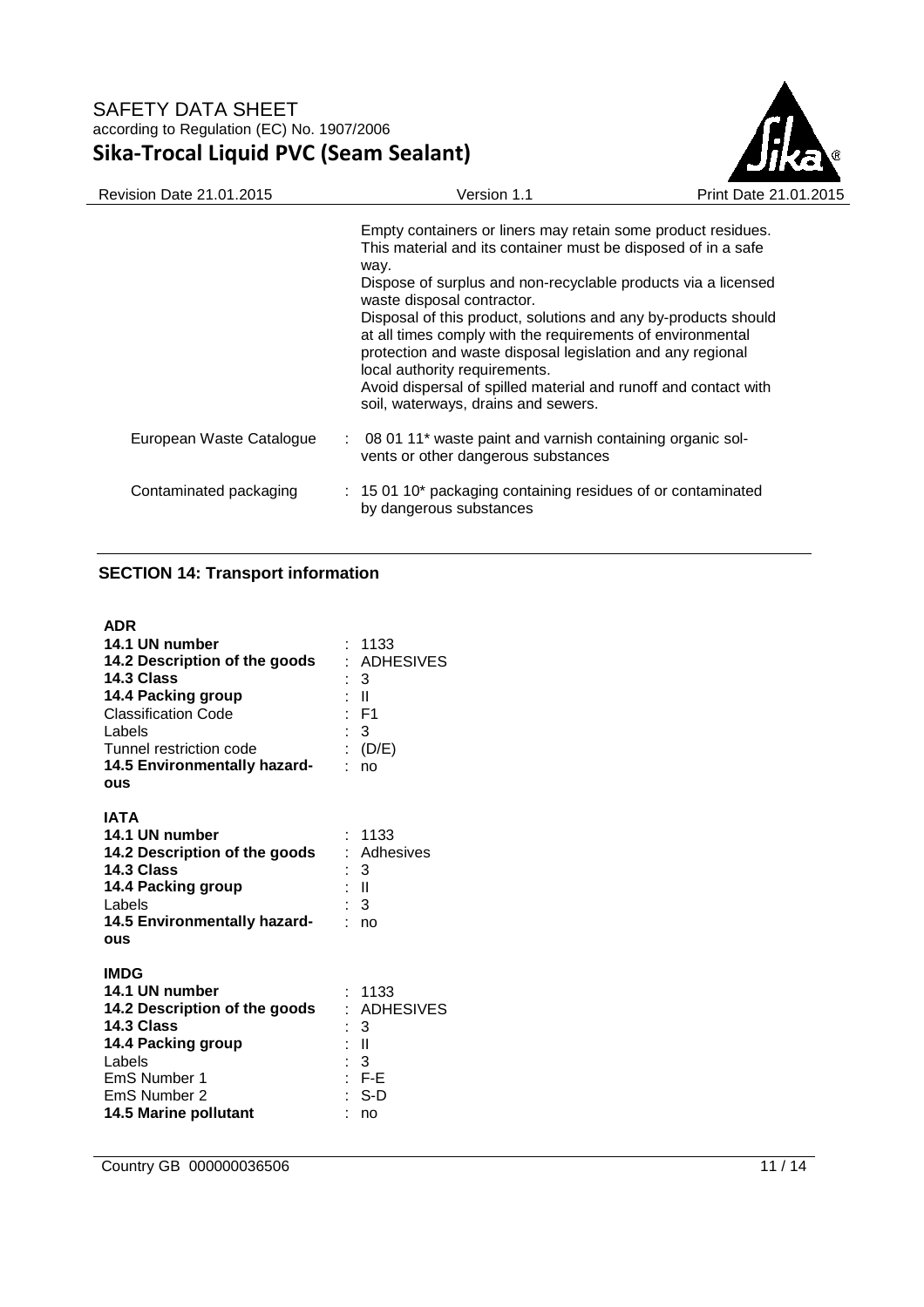Empty containers or liners may retain some product residues. This material and its container must be disposed of in a safe way.
Dispose of surplus and non-recyclable products via a licensed waste disposal contractor.
Disposal of this product, solutions and any by-products should at all times comply with the requirements of environmental protection and waste disposal legislation and any regional local authority requirements.
Avoid dispersal of spilled material and runoff and contact with soil, waterways, drains and sewers.

| | |
|---|---|
| European Waste Catalogue | : 08 01 11* waste paint and varnish containing organic solvents or other dangerous substances |
| Contaminated packaging | : 15 01 10* packaging containing residues of or contaminated by dangerous substances |

## SECTION 14: Transport information

**ADR**

| | |
|---|---|
| **14.1 UN number** | : 1133 |
| **14.2 Description of the goods** | : ADHESIVES |
| **14.3 Class** | : 3 |
| **14.4 Packing group** | : II |
| Classification Code | : F1 |
| Labels | : 3 |
| Tunnel restriction code | : (D/E) |
| **14.5 Environmentally hazardous** | : no |

**IATA**

| | |
|---|---|
| **14.1 UN number** | : 1133 |
| **14.2 Description of the goods** | : Adhesives |
| **14.3 Class** | : 3 |
| **14.4 Packing group** | : II |
| Labels | : 3 |
| **14.5 Environmentally hazardous** | : no |

**IMDG**

| | |
|---|---|
| **14.1 UN number** | : 1133 |
| **14.2 Description of the goods** | : ADHESIVES |
| **14.3 Class** | : 3 |
| **14.4 Packing group** | : II |
| Labels | : 3 |
| EmS Number 1 | : F-E |
| EmS Number 2 | : S-D |
| **14.5 Marine pollutant** | : no |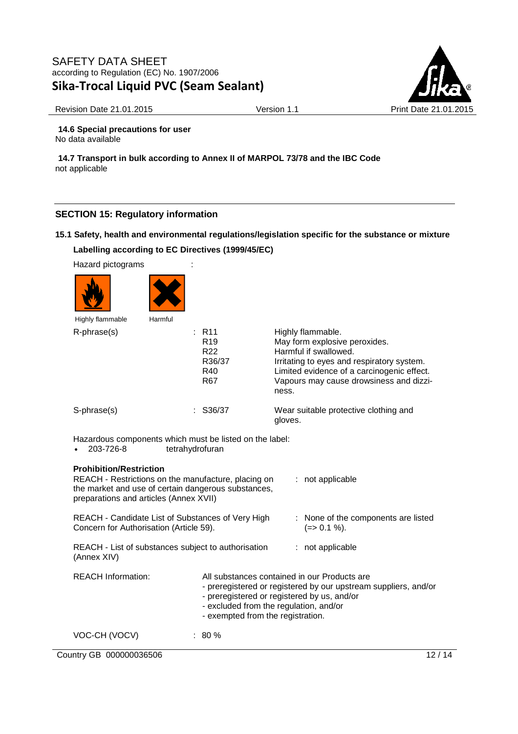**14.6 Special precautions for user**

No data available

**14.7 Transport in bulk according to Annex II of MARPOL 73/78 and the IBC Code**

not applicable

## SECTION 15: Regulatory information

### 15.1 Safety, health and environmental regulations/legislation specific for the substance or mixture

**Labelling according to EC Directives (1999/45/EC)**

Hazard pictograms :

Highly flammable    Harmful

| | | |
|---|---|---|
| R-phrase(s) | : R11 | Highly flammable. |
| | R19 | May form explosive peroxides. |
| | R22 | Harmful if swallowed. |
| | R36/37 | Irritating to eyes and respiratory system. |
| | R40 | Limited evidence of a carcinogenic effect. |
| | R67 | Vapours may cause drowsiness and dizziness. |
| S-phrase(s) | : S36/37 | Wear suitable protective clothing and gloves. |

Hazardous components which must be listed on the label:

- 203-726-8    tetrahydrofuran

**Prohibition/Restriction**

| | |
|---|---|
| REACH - Restrictions on the manufacture, placing on the market and use of certain dangerous substances, preparations and articles (Annex XVII) | : not applicable |
| REACH - Candidate List of Substances of Very High Concern for Authorisation (Article 59). | : None of the components are listed (=> 0.1 %). |
| REACH - List of substances subject to authorisation (Annex XIV) | : not applicable |

REACH Information: All substances contained in our Products are
- preregistered or registered by our upstream suppliers, and/or
- preregistered or registered by us, and/or
- excluded from the regulation, and/or
- exempted from the registration.

VOC-CH (VOCV) : 80 %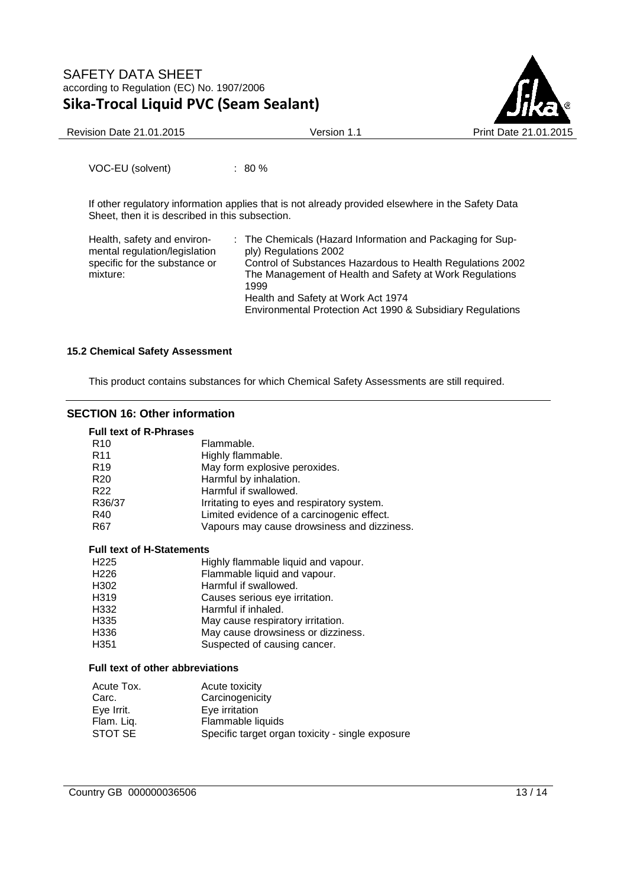VOC-EU (solvent) : 80 %

If other regulatory information applies that is not already provided elsewhere in the Safety Data Sheet, then it is described in this subsection.

Health, safety and environmental regulation/legislation specific for the substance or mixture: : The Chemicals (Hazard Information and Packaging for Supply) Regulations 2002
Control of Substances Hazardous to Health Regulations 2002
The Management of Health and Safety at Work Regulations 1999
Health and Safety at Work Act 1974
Environmental Protection Act 1990 & Subsidiary Regulations

### 15.2 Chemical Safety Assessment

This product contains substances for which Chemical Safety Assessments are still required.

## SECTION 16: Other information

**Full text of R-Phrases**

| | |
|---|---|
| R10 | Flammable. |
| R11 | Highly flammable. |
| R19 | May form explosive peroxides. |
| R20 | Harmful by inhalation. |
| R22 | Harmful if swallowed. |
| R36/37 | Irritating to eyes and respiratory system. |
| R40 | Limited evidence of a carcinogenic effect. |
| R67 | Vapours may cause drowsiness and dizziness. |

**Full text of H-Statements**

| | |
|---|---|
| H225 | Highly flammable liquid and vapour. |
| H226 | Flammable liquid and vapour. |
| H302 | Harmful if swallowed. |
| H319 | Causes serious eye irritation. |
| H332 | Harmful if inhaled. |
| H335 | May cause respiratory irritation. |
| H336 | May cause drowsiness or dizziness. |
| H351 | Suspected of causing cancer. |

**Full text of other abbreviations**

| | |
|---|---|
| Acute Tox. | Acute toxicity |
| Carc. | Carcinogenicity |
| Eye Irrit. | Eye irritation |
| Flam. Liq. | Flammable liquids |
| STOT SE | Specific target organ toxicity - single exposure |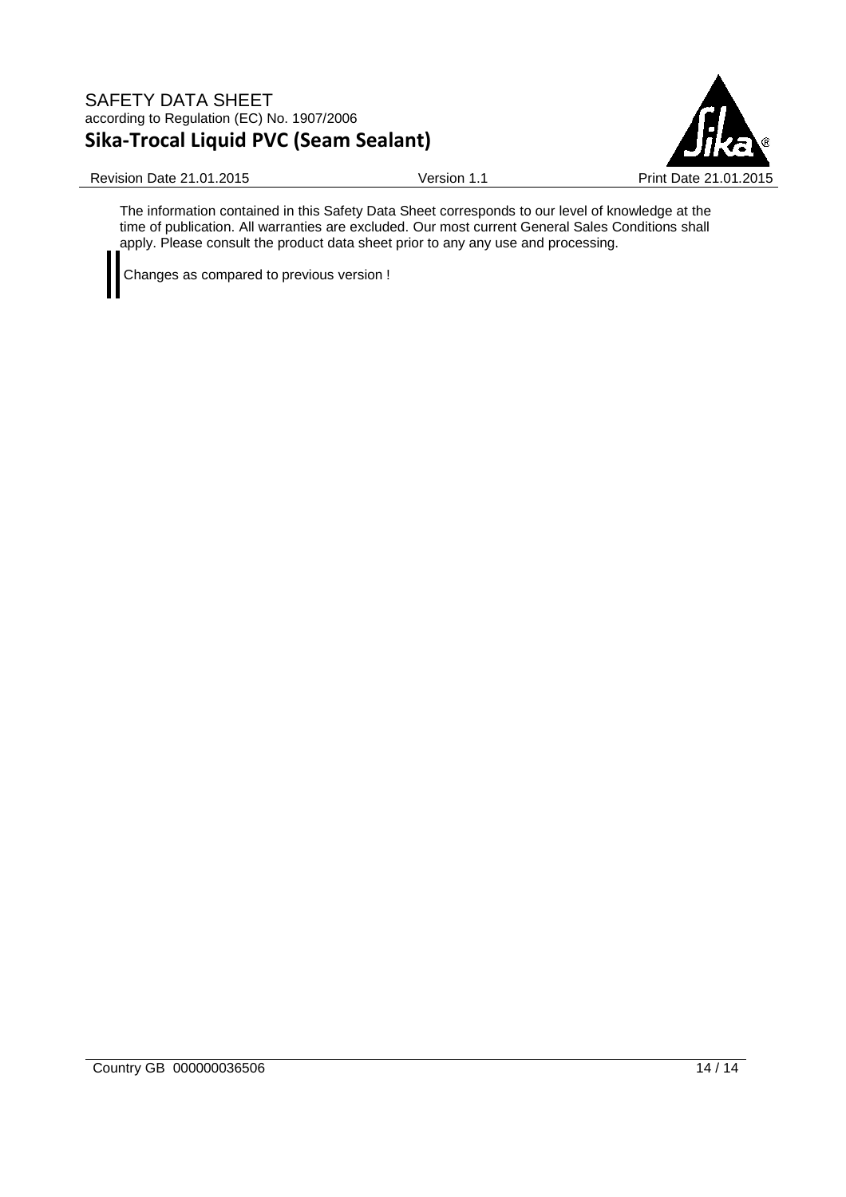The information contained in this Safety Data Sheet corresponds to our level of knowledge at the time of publication. All warranties are excluded. Our most current General Sales Conditions shall apply. Please consult the product data sheet prior to any any use and processing.

Changes as compared to previous version !